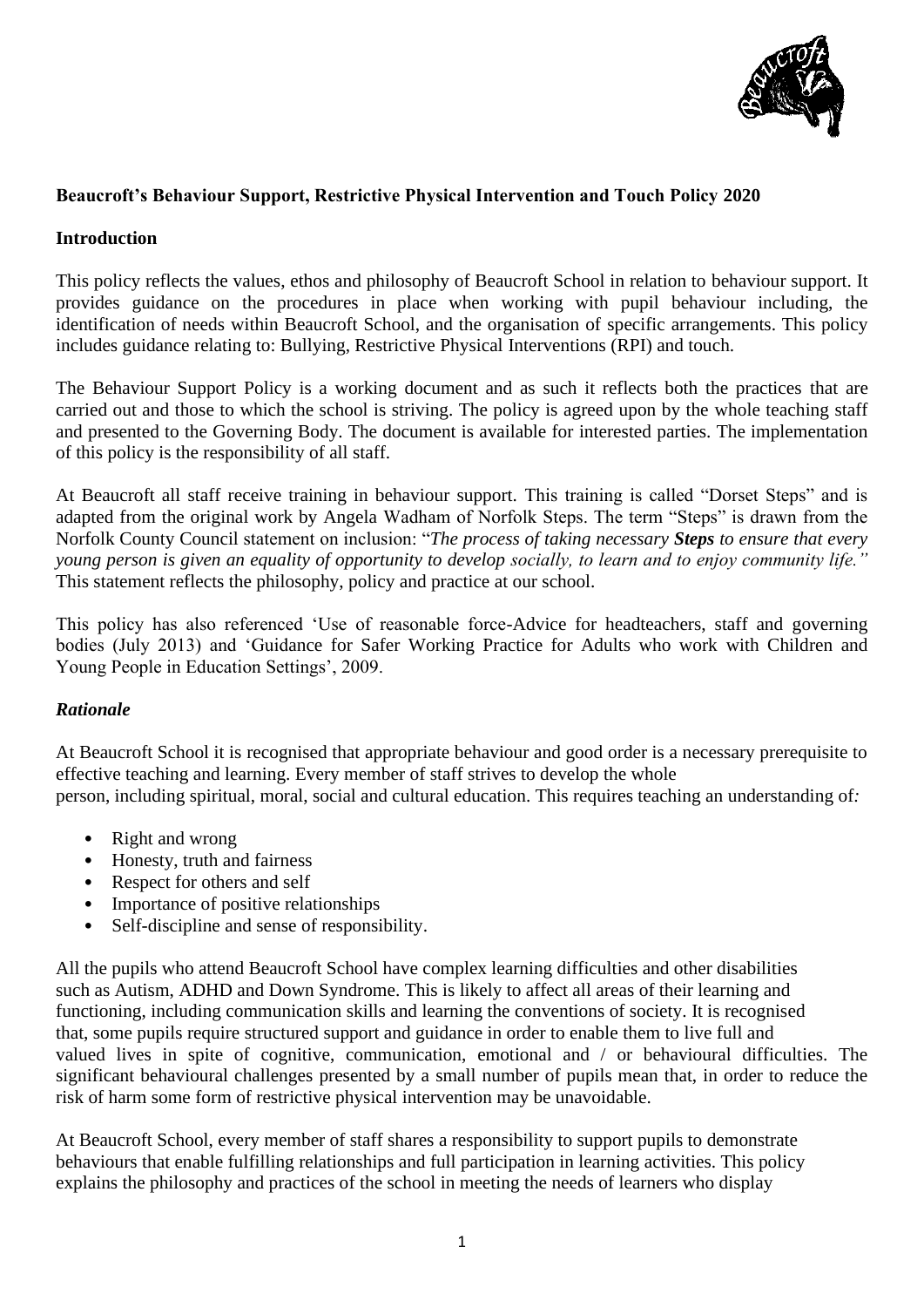**Beaucroft's Behaviour Support, Restrictive Physical Intervention and Touch Policy 2020**

**Introduction**

This policy reflects the values, ethos and philosophy of Beaucroft School in relation to behaviour support. It provides guidance on the procedures in place when working with pupil behaviour including, the identification of needs within Beaucroft School, and the organisation of specific arrangements. This policy includes guidance relating to: Bullying, Restrictive Physical Interventions (RPI) and touch.

The Behaviour Support Policy is a working document and as such it reflects both the practices that are carried out and those to which the school is striving. The policy is agreed upon by the whole teaching staff and presented to the Governing Body. The document is available for interested parties. The implementation of this policy is the responsibility of all staff.

At Beaucroft all staff receive training in behaviour support. This training is called "Dorset Steps" and is adapted from the original work by Angela Wadham of Norfolk Steps. The term "Steps" is drawn from the Norfolk County Council statement on inclusion: "*The process of taking necessary **Steps** to ensure that every young person is given an equality of opportunity to develop socially, to learn and to enjoy community life."* This statement reflects the philosophy, policy and practice at our school.

This policy has also referenced 'Use of reasonable force-Advice for headteachers, staff and governing bodies (July 2013) and 'Guidance for Safer Working Practice for Adults who work with Children and Young People in Education Settings', 2009.

***Rationale***

At Beaucroft School it is recognised that appropriate behaviour and good order is a necessary prerequisite to effective teaching and learning. Every member of staff strives to develop the whole person, including spiritual, moral, social and cultural education. This requires teaching an understanding of:

- Right and wrong
- Honesty, truth and fairness
- Respect for others and self
- Importance of positive relationships
- Self-discipline and sense of responsibility.

All the pupils who attend Beaucroft School have complex learning difficulties and other disabilities such as Autism, ADHD and Down Syndrome. This is likely to affect all areas of their learning and functioning, including communication skills and learning the conventions of society. It is recognised that, some pupils require structured support and guidance in order to enable them to live full and valued lives in spite of cognitive, communication, emotional and / or behavioural difficulties. The significant behavioural challenges presented by a small number of pupils mean that, in order to reduce the risk of harm some form of restrictive physical intervention may be unavoidable.

At Beaucroft School, every member of staff shares a responsibility to support pupils to demonstrate behaviours that enable fulfilling relationships and full participation in learning activities. This policy explains the philosophy and practices of the school in meeting the needs of learners who display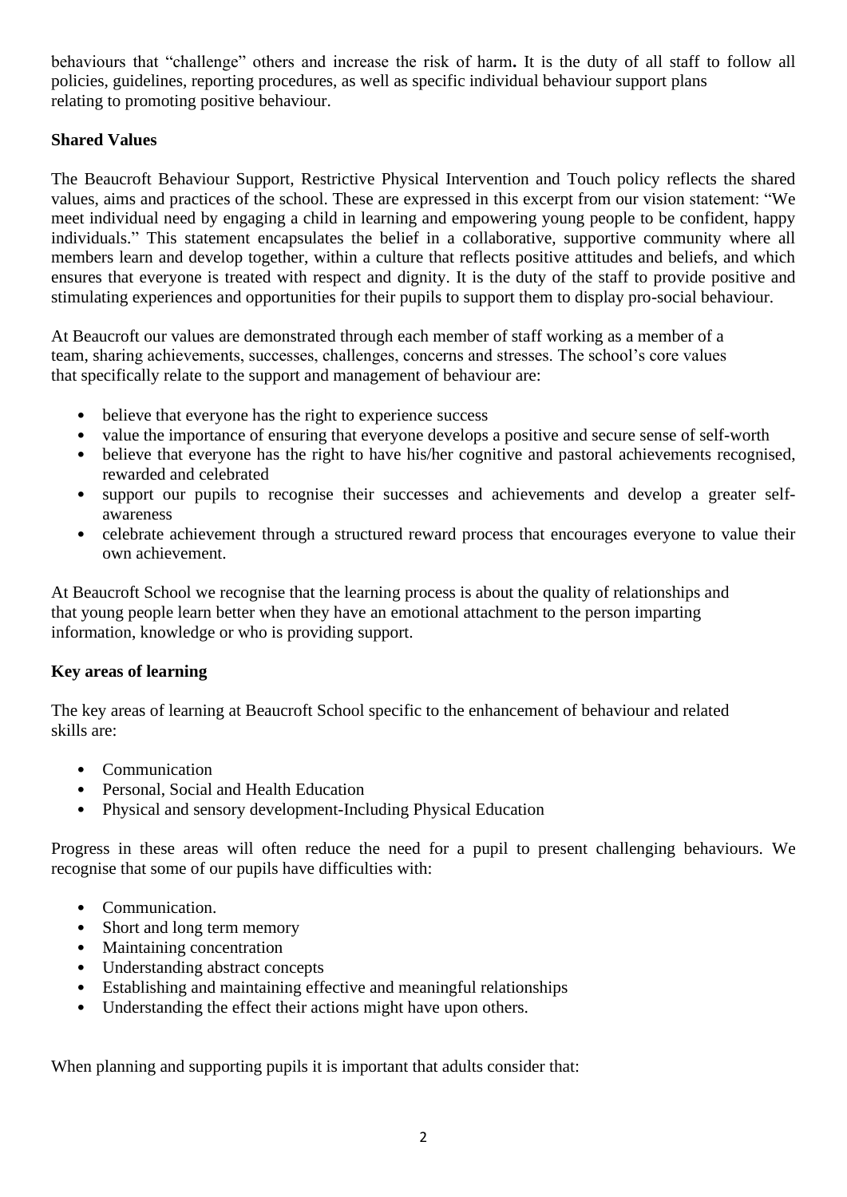behaviours that "challenge" others and increase the risk of harm**.** It is the duty of all staff to follow all policies, guidelines, reporting procedures, as well as specific individual behaviour support plans relating to promoting positive behaviour.

**Shared Values**

The Beaucroft Behaviour Support, Restrictive Physical Intervention and Touch policy reflects the shared values, aims and practices of the school. These are expressed in this excerpt from our vision statement: "We meet individual need by engaging a child in learning and empowering young people to be confident, happy individuals." This statement encapsulates the belief in a collaborative, supportive community where all members learn and develop together, within a culture that reflects positive attitudes and beliefs, and which ensures that everyone is treated with respect and dignity. It is the duty of the staff to provide positive and stimulating experiences and opportunities for their pupils to support them to display pro-social behaviour.

At Beaucroft our values are demonstrated through each member of staff working as a member of a team, sharing achievements, successes, challenges, concerns and stresses. The school's core values that specifically relate to the support and management of behaviour are:

- believe that everyone has the right to experience success
- value the importance of ensuring that everyone develops a positive and secure sense of self-worth
- believe that everyone has the right to have his/her cognitive and pastoral achievements recognised, rewarded and celebrated
- support our pupils to recognise their successes and achievements and develop a greater self-awareness
- celebrate achievement through a structured reward process that encourages everyone to value their own achievement.

At Beaucroft School we recognise that the learning process is about the quality of relationships and that young people learn better when they have an emotional attachment to the person imparting information, knowledge or who is providing support.

**Key areas of learning**

The key areas of learning at Beaucroft School specific to the enhancement of behaviour and related skills are:

- Communication
- Personal, Social and Health Education
- Physical and sensory development-Including Physical Education

Progress in these areas will often reduce the need for a pupil to present challenging behaviours. We recognise that some of our pupils have difficulties with:

- Communication.
- Short and long term memory
- Maintaining concentration
- Understanding abstract concepts
- Establishing and maintaining effective and meaningful relationships
- Understanding the effect their actions might have upon others.

When planning and supporting pupils it is important that adults consider that: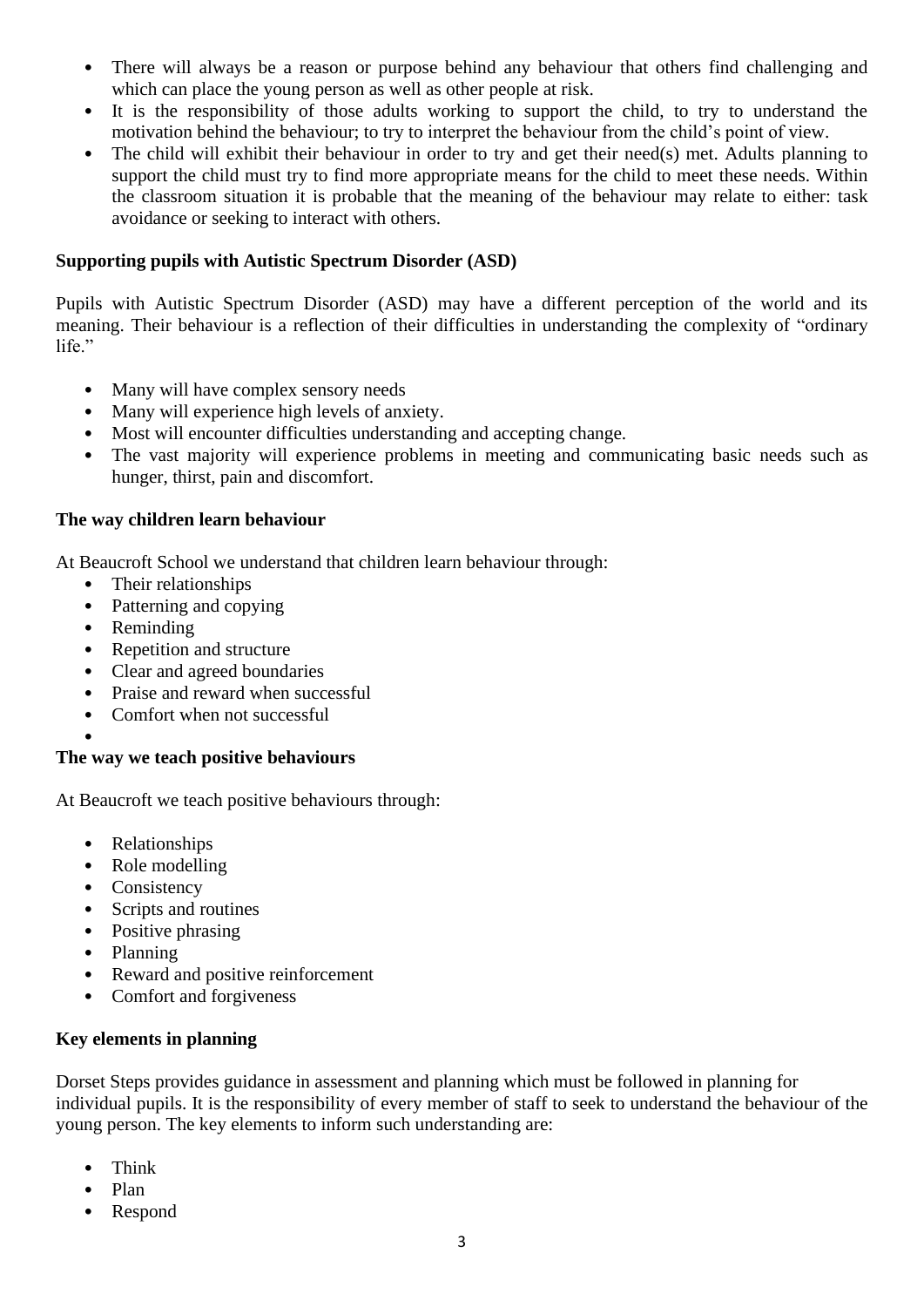- There will always be a reason or purpose behind any behaviour that others find challenging and which can place the young person as well as other people at risk.
- It is the responsibility of those adults working to support the child, to try to understand the motivation behind the behaviour; to try to interpret the behaviour from the child's point of view.
- The child will exhibit their behaviour in order to try and get their need(s) met. Adults planning to support the child must try to find more appropriate means for the child to meet these needs. Within the classroom situation it is probable that the meaning of the behaviour may relate to either: task avoidance or seeking to interact with others.

**Supporting pupils with Autistic Spectrum Disorder (ASD)**

Pupils with Autistic Spectrum Disorder (ASD) may have a different perception of the world and its meaning. Their behaviour is a reflection of their difficulties in understanding the complexity of "ordinary life."

- Many will have complex sensory needs
- Many will experience high levels of anxiety.
- Most will encounter difficulties understanding and accepting change.
- The vast majority will experience problems in meeting and communicating basic needs such as hunger, thirst, pain and discomfort.

**The way children learn behaviour**

At Beaucroft School we understand that children learn behaviour through:

- Their relationships
- Patterning and copying
- Reminding
- Repetition and structure
- Clear and agreed boundaries
- Praise and reward when successful
- Comfort when not successful

**The way we teach positive behaviours**

At Beaucroft we teach positive behaviours through:

- Relationships
- Role modelling
- Consistency
- Scripts and routines
- Positive phrasing
- Planning
- Reward and positive reinforcement
- Comfort and forgiveness

**Key elements in planning**

Dorset Steps provides guidance in assessment and planning which must be followed in planning for individual pupils. It is the responsibility of every member of staff to seek to understand the behaviour of the young person. The key elements to inform such understanding are:

- Think
- Plan
- Respond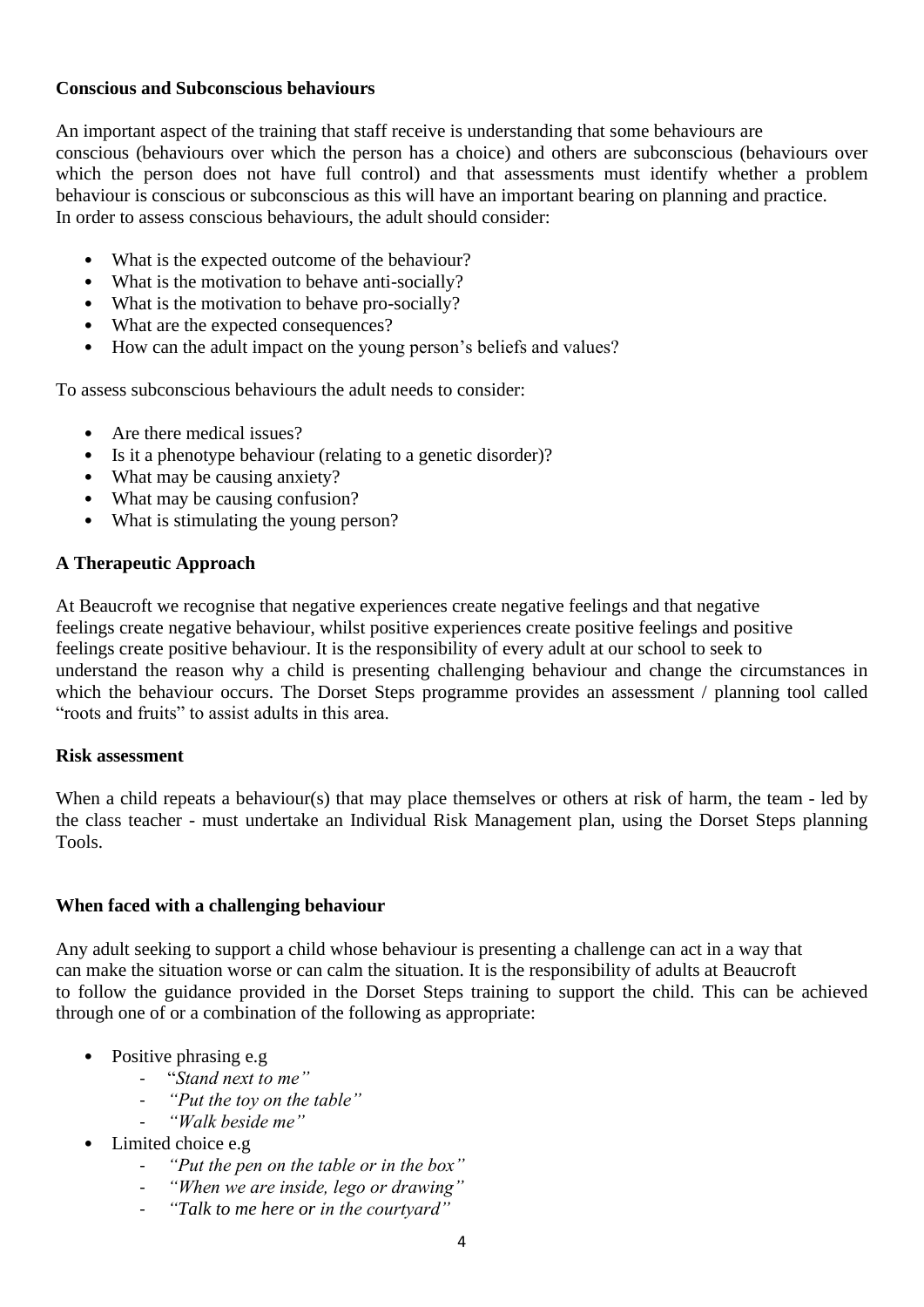**Conscious and Subconscious behaviours**

An important aspect of the training that staff receive is understanding that some behaviours are conscious (behaviours over which the person has a choice) and others are subconscious (behaviours over which the person does not have full control) and that assessments must identify whether a problem behaviour is conscious or subconscious as this will have an important bearing on planning and practice. In order to assess conscious behaviours, the adult should consider:

- What is the expected outcome of the behaviour?
- What is the motivation to behave anti-socially?
- What is the motivation to behave pro-socially?
- What are the expected consequences?
- How can the adult impact on the young person's beliefs and values?

To assess subconscious behaviours the adult needs to consider:

- Are there medical issues?
- Is it a phenotype behaviour (relating to a genetic disorder)?
- What may be causing anxiety?
- What may be causing confusion?
- What is stimulating the young person?

**A Therapeutic Approach**

At Beaucroft we recognise that negative experiences create negative feelings and that negative feelings create negative behaviour, whilst positive experiences create positive feelings and positive feelings create positive behaviour. It is the responsibility of every adult at our school to seek to understand the reason why a child is presenting challenging behaviour and change the circumstances in which the behaviour occurs. The Dorset Steps programme provides an assessment / planning tool called "roots and fruits" to assist adults in this area.

**Risk assessment**

When a child repeats a behaviour(s) that may place themselves or others at risk of harm, the team - led by the class teacher - must undertake an Individual Risk Management plan, using the Dorset Steps planning Tools.

**When faced with a challenging behaviour**

Any adult seeking to support a child whose behaviour is presenting a challenge can act in a way that can make the situation worse or can calm the situation. It is the responsibility of adults at Beaucroft to follow the guidance provided in the Dorset Steps training to support the child. This can be achieved through one of or a combination of the following as appropriate:

- Positive phrasing e.g
  - *"Stand next to me"*
  - *"Put the toy on the table"*
  - *"Walk beside me"*
- Limited choice e.g
  - *"Put the pen on the table or in the box"*
  - *"When we are inside, lego or drawing"*
  - *"Talk to me here or in the courtyard"*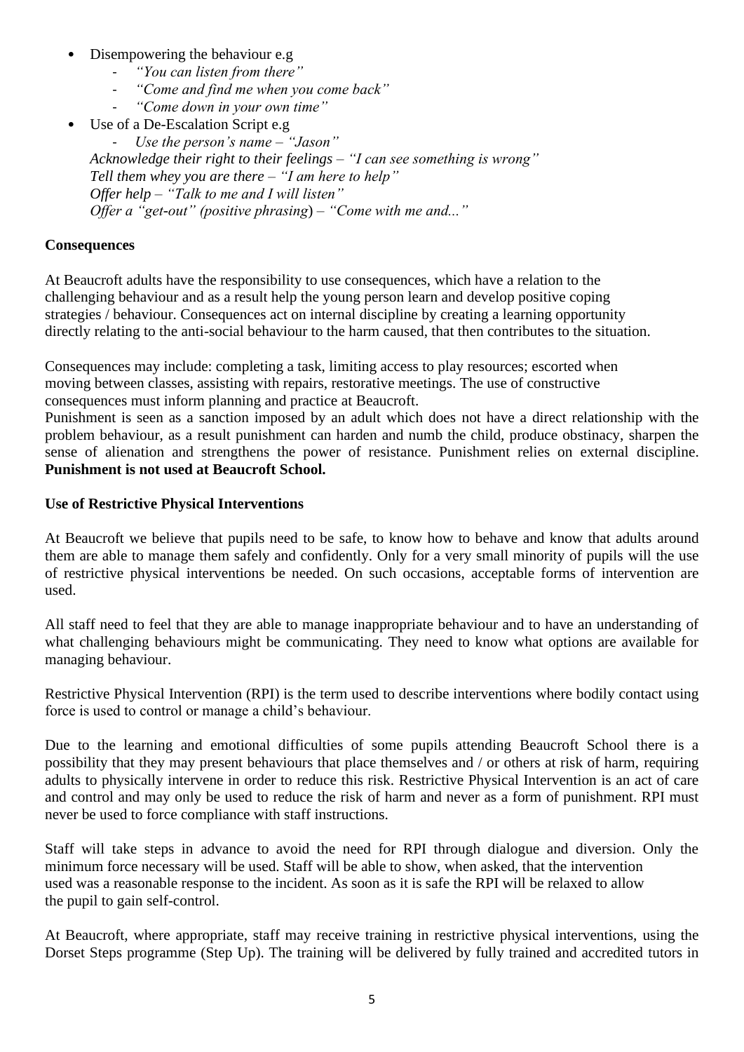- Disempowering the behaviour e.g
  - *"You can listen from there"*
  - *"Come and find me when you come back"*
  - *"Come down in your own time"*
- Use of a De-Escalation Script e.g
  - *Use the person's name – "Jason"*

  *Acknowledge their right to their feelings – "I can see something is wrong"*
  *Tell them whey you are there – "I am here to help"*
  *Offer help – "Talk to me and I will listen"*
  *Offer a "get-out" (positive phrasing) – "Come with me and..."*

**Consequences**

At Beaucroft adults have the responsibility to use consequences, which have a relation to the challenging behaviour and as a result help the young person learn and develop positive coping strategies / behaviour. Consequences act on internal discipline by creating a learning opportunity directly relating to the anti-social behaviour to the harm caused, that then contributes to the situation.

Consequences may include: completing a task, limiting access to play resources; escorted when moving between classes, assisting with repairs, restorative meetings. The use of constructive consequences must inform planning and practice at Beaucroft.
Punishment is seen as a sanction imposed by an adult which does not have a direct relationship with the problem behaviour, as a result punishment can harden and numb the child, produce obstinacy, sharpen the sense of alienation and strengthens the power of resistance. Punishment relies on external discipline. **Punishment is not used at Beaucroft School.**

**Use of Restrictive Physical Interventions**

At Beaucroft we believe that pupils need to be safe, to know how to behave and know that adults around them are able to manage them safely and confidently. Only for a very small minority of pupils will the use of restrictive physical interventions be needed. On such occasions, acceptable forms of intervention are used.

All staff need to feel that they are able to manage inappropriate behaviour and to have an understanding of what challenging behaviours might be communicating. They need to know what options are available for managing behaviour.

Restrictive Physical Intervention (RPI) is the term used to describe interventions where bodily contact using force is used to control or manage a child's behaviour.

Due to the learning and emotional difficulties of some pupils attending Beaucroft School there is a possibility that they may present behaviours that place themselves and / or others at risk of harm, requiring adults to physically intervene in order to reduce this risk. Restrictive Physical Intervention is an act of care and control and may only be used to reduce the risk of harm and never as a form of punishment. RPI must never be used to force compliance with staff instructions.

Staff will take steps in advance to avoid the need for RPI through dialogue and diversion. Only the minimum force necessary will be used. Staff will be able to show, when asked, that the intervention used was a reasonable response to the incident. As soon as it is safe the RPI will be relaxed to allow the pupil to gain self-control.

At Beaucroft, where appropriate, staff may receive training in restrictive physical interventions, using the Dorset Steps programme (Step Up). The training will be delivered by fully trained and accredited tutors in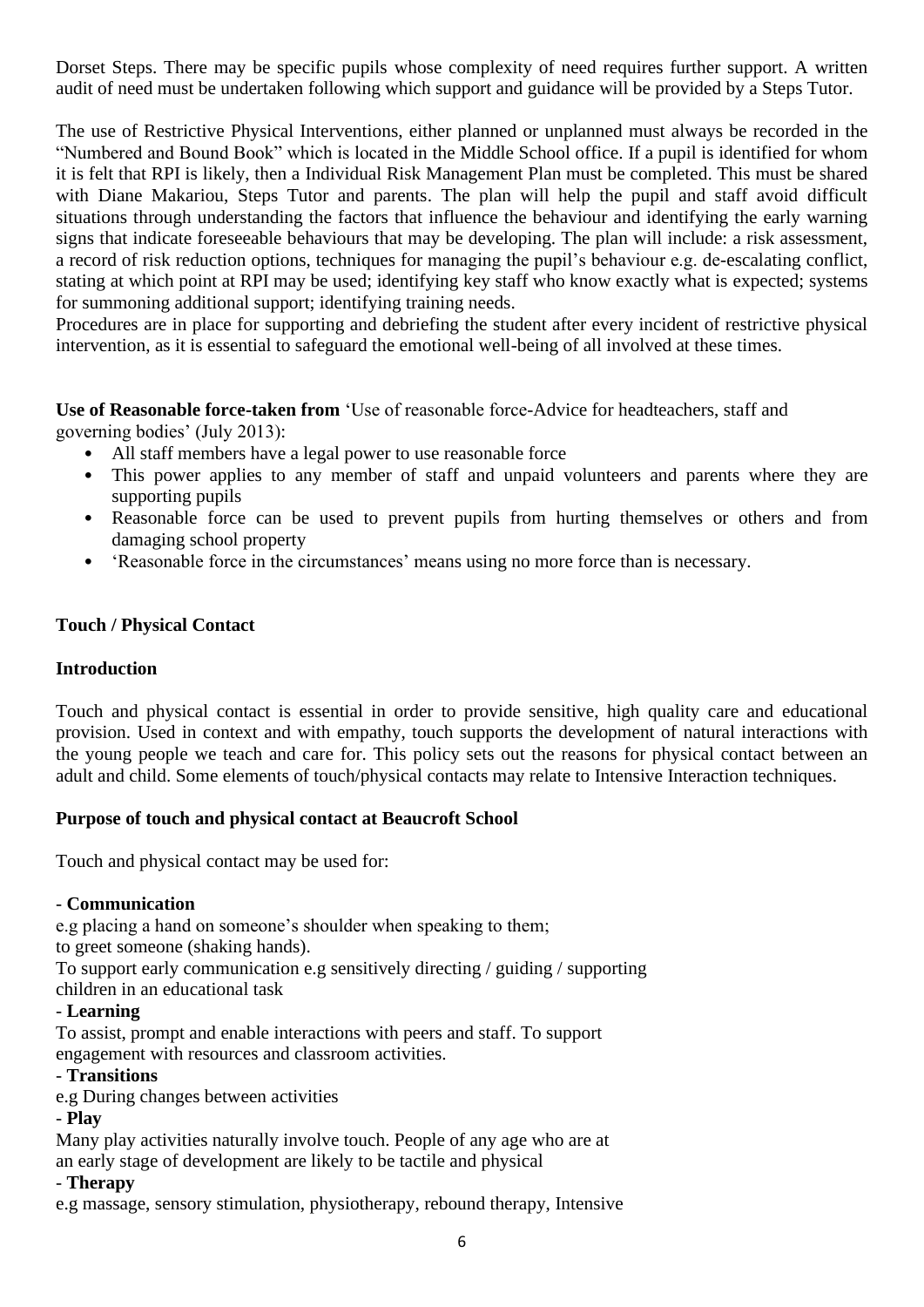Dorset Steps. There may be specific pupils whose complexity of need requires further support. A written audit of need must be undertaken following which support and guidance will be provided by a Steps Tutor.

The use of Restrictive Physical Interventions, either planned or unplanned must always be recorded in the "Numbered and Bound Book" which is located in the Middle School office. If a pupil is identified for whom it is felt that RPI is likely, then a Individual Risk Management Plan must be completed. This must be shared with Diane Makariou, Steps Tutor and parents. The plan will help the pupil and staff avoid difficult situations through understanding the factors that influence the behaviour and identifying the early warning signs that indicate foreseeable behaviours that may be developing. The plan will include: a risk assessment, a record of risk reduction options, techniques for managing the pupil's behaviour e.g. de-escalating conflict, stating at which point at RPI may be used; identifying key staff who know exactly what is expected; systems for summoning additional support; identifying training needs.
Procedures are in place for supporting and debriefing the student after every incident of restrictive physical intervention, as it is essential to safeguard the emotional well-being of all involved at these times.

**Use of Reasonable force-taken from** 'Use of reasonable force-Advice for headteachers, staff and governing bodies' (July 2013):

- All staff members have a legal power to use reasonable force
- This power applies to any member of staff and unpaid volunteers and parents where they are supporting pupils
- Reasonable force can be used to prevent pupils from hurting themselves or others and from damaging school property
- 'Reasonable force in the circumstances' means using no more force than is necessary.

### Touch / Physical Contact

#### Introduction

Touch and physical contact is essential in order to provide sensitive, high quality care and educational provision. Used in context and with empathy, touch supports the development of natural interactions with the young people we teach and care for. This policy sets out the reasons for physical contact between an adult and child. Some elements of touch/physical contacts may relate to Intensive Interaction techniques.

#### Purpose of touch and physical contact at Beaucroft School

Touch and physical contact may be used for:

- **Communication**
e.g placing a hand on someone's shoulder when speaking to them;
to greet someone (shaking hands).
To support early communication e.g sensitively directing / guiding / supporting children in an educational task
- **Learning**
To assist, prompt and enable interactions with peers and staff. To support engagement with resources and classroom activities.
- **Transitions**
e.g During changes between activities
- **Play**
Many play activities naturally involve touch. People of any age who are at an early stage of development are likely to be tactile and physical
- **Therapy**
e.g massage, sensory stimulation, physiotherapy, rebound therapy, Intensive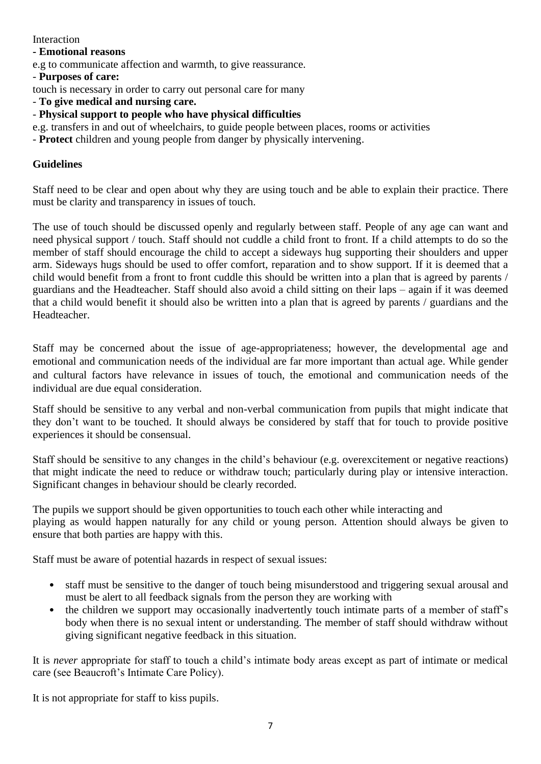Interaction

- **Emotional reasons**

e.g to communicate affection and warmth, to give reassurance.

- **Purposes of care:**

touch is necessary in order to carry out personal care for many

- **To give medical and nursing care.**
- **Physical support to people who have physical difficulties**

e.g. transfers in and out of wheelchairs, to guide people between places, rooms or activities

- **Protect** children and young people from danger by physically intervening.

**Guidelines**

Staff need to be clear and open about why they are using touch and be able to explain their practice. There must be clarity and transparency in issues of touch.

The use of touch should be discussed openly and regularly between staff. People of any age can want and need physical support / touch. Staff should not cuddle a child front to front. If a child attempts to do so the member of staff should encourage the child to accept a sideways hug supporting their shoulders and upper arm. Sideways hugs should be used to offer comfort, reparation and to show support. If it is deemed that a child would benefit from a front to front cuddle this should be written into a plan that is agreed by parents / guardians and the Headteacher. Staff should also avoid a child sitting on their laps – again if it was deemed that a child would benefit it should also be written into a plan that is agreed by parents / guardians and the Headteacher.

Staff may be concerned about the issue of age-appropriateness; however, the developmental age and emotional and communication needs of the individual are far more important than actual age. While gender and cultural factors have relevance in issues of touch, the emotional and communication needs of the individual are due equal consideration.

Staff should be sensitive to any verbal and non-verbal communication from pupils that might indicate that they don't want to be touched. It should always be considered by staff that for touch to provide positive experiences it should be consensual.

Staff should be sensitive to any changes in the child's behaviour (e.g. overexcitement or negative reactions) that might indicate the need to reduce or withdraw touch; particularly during play or intensive interaction. Significant changes in behaviour should be clearly recorded.

The pupils we support should be given opportunities to touch each other while interacting and playing as would happen naturally for any child or young person. Attention should always be given to ensure that both parties are happy with this.

Staff must be aware of potential hazards in respect of sexual issues:

- staff must be sensitive to the danger of touch being misunderstood and triggering sexual arousal and must be alert to all feedback signals from the person they are working with
- the children we support may occasionally inadvertently touch intimate parts of a member of staff's body when there is no sexual intent or understanding. The member of staff should withdraw without giving significant negative feedback in this situation.

It is *never* appropriate for staff to touch a child's intimate body areas except as part of intimate or medical care (see Beaucroft's Intimate Care Policy).

It is not appropriate for staff to kiss pupils.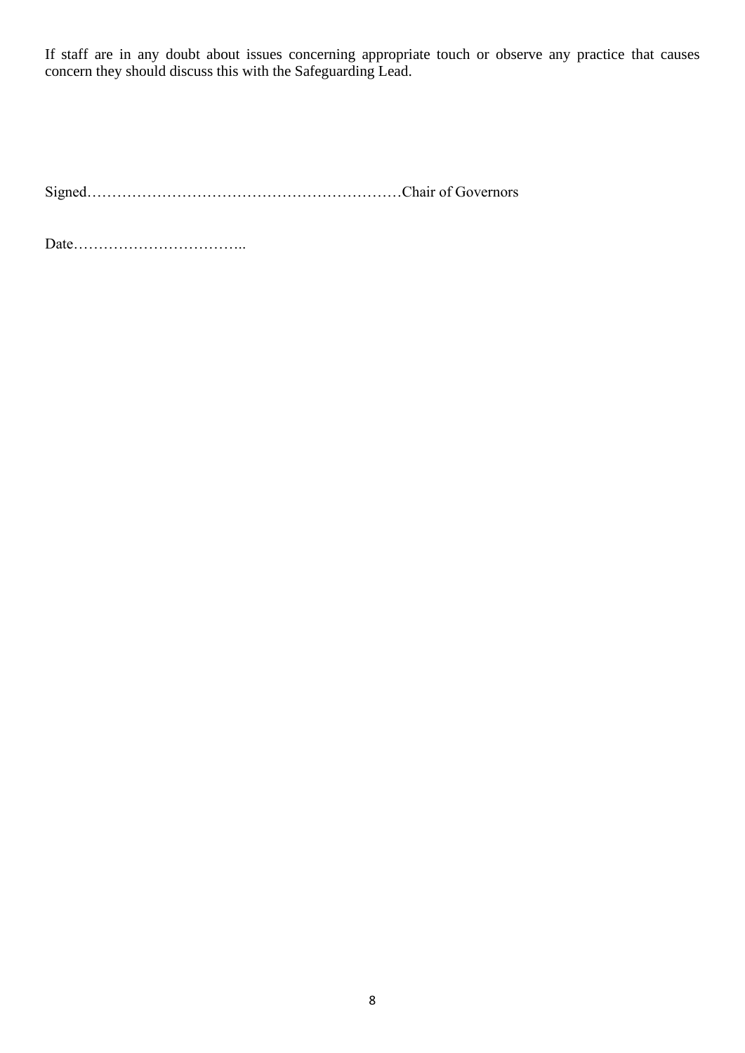If staff are in any doubt about issues concerning appropriate touch or observe any practice that causes concern they should discuss this with the Safeguarding Lead.

Signed………………………………………………………Chair of Governors

Date……………………………..